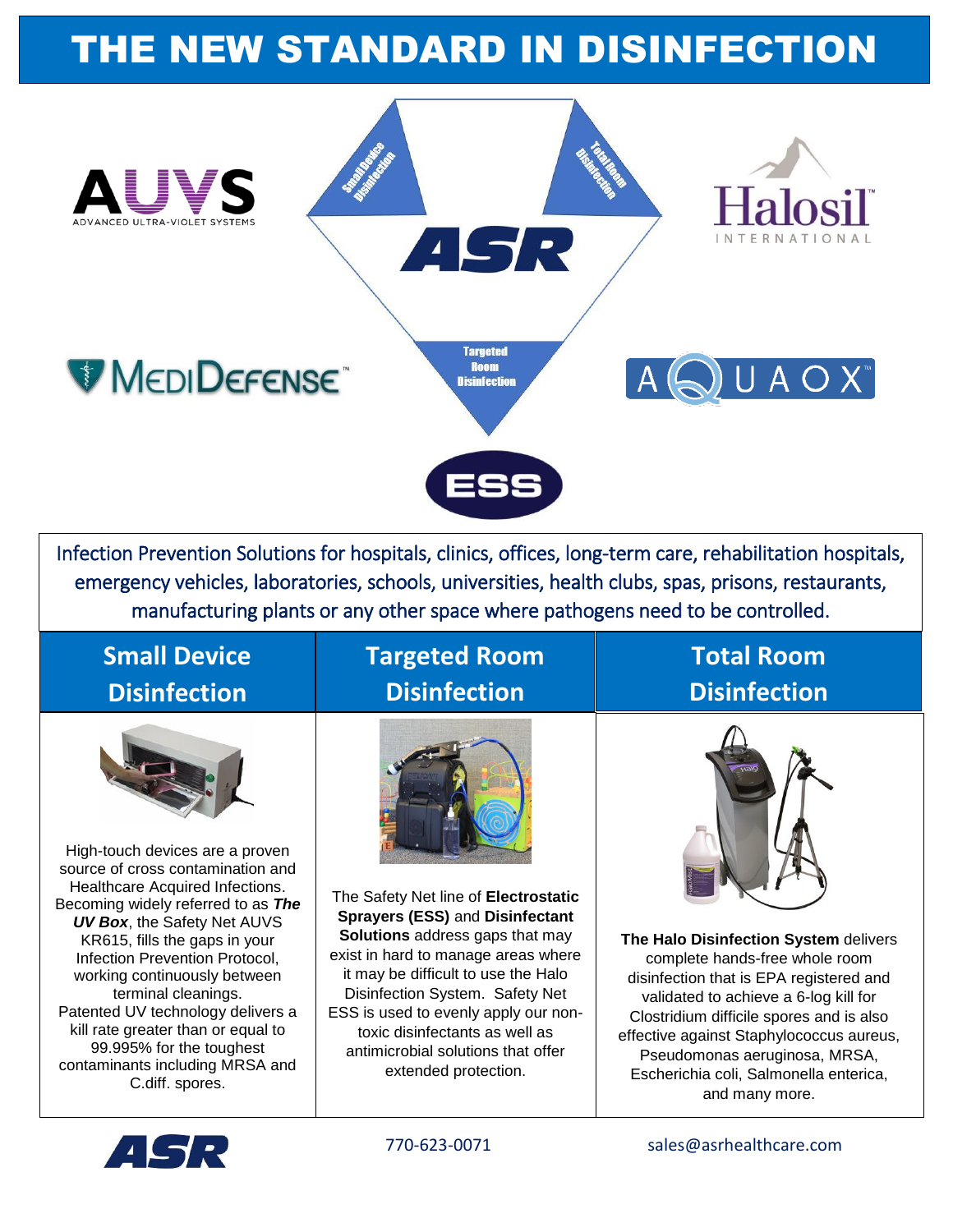# THE NEW STANDARD IN DISINFECTION

AUVS ADVANCED ULTRA-VIOLET SYSTEMS

Halosil INTERNATIONAL

MEDIDEFENSE

AQUAOX

ASR

Small Device Disinfection

Total Room Disinfection

Targeted Room Disinfection

ESS

Infection Prevention Solutions for hospitals, clinics, offices, long-term care, rehabilitation hospitals, emergency vehicles, laboratories, schools, universities, health clubs, spas, prisons, restaurants, manufacturing plants or any other space where pathogens need to be controlled.

## Small Device Disinfection

High-touch devices are a proven source of cross contamination and Healthcare Acquired Infections. Becoming widely referred to as ***The UV Box***, the Safety Net AUVS KR615, fills the gaps in your Infection Prevention Protocol, working continuously between terminal cleanings. Patented UV technology delivers a kill rate greater than or equal to 99.995% for the toughest contaminants including MRSA and C.diff. spores.

## Targeted Room Disinfection

The Safety Net line of **Electrostatic Sprayers (ESS)** and **Disinfectant Solutions** address gaps that may exist in hard to manage areas where it may be difficult to use the Halo Disinfection System. Safety Net ESS is used to evenly apply our non-toxic disinfectants as well as antimicrobial solutions that offer extended protection.

## Total Room Disinfection

**The Halo Disinfection System** delivers complete hands-free whole room disinfection that is EPA registered and validated to achieve a 6-log kill for Clostridium difficile spores and is also effective against Staphylococcus aureus, Pseudomonas aeruginosa, MRSA, Escherichia coli, Salmonella enterica, and many more.

ASR

770-623-0071

sales@asrhealthcare.com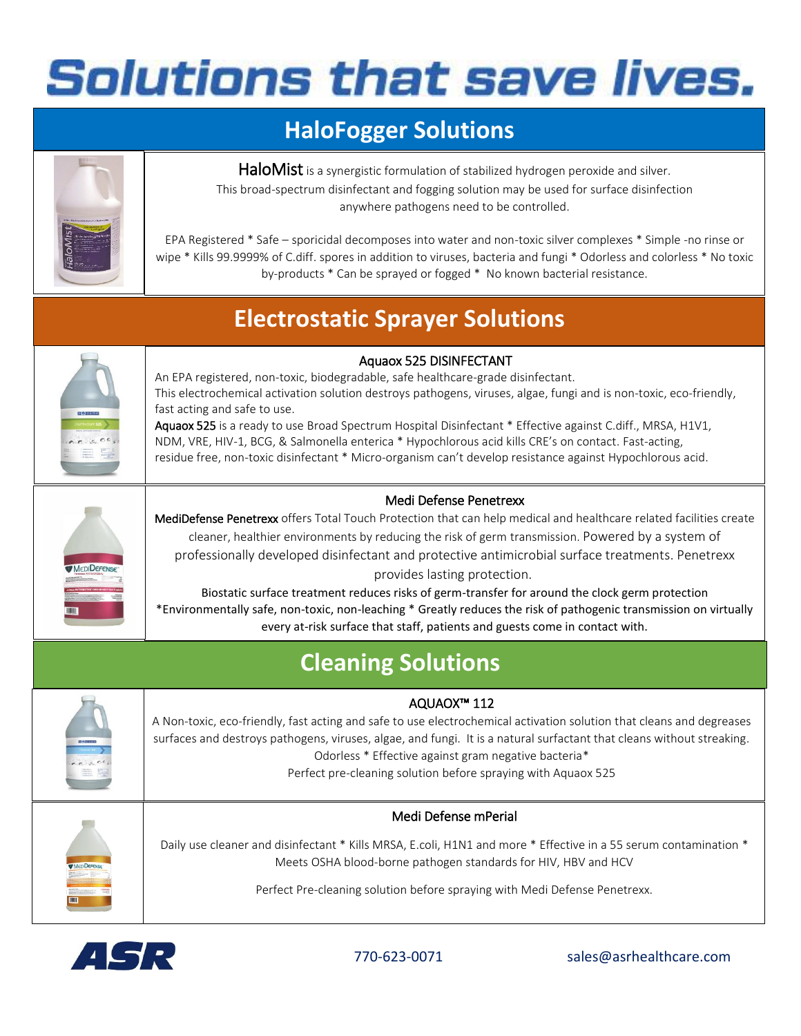# Solutions that save lives.

## HaloFogger Solutions

**HaloMist** is a synergistic formulation of stabilized hydrogen peroxide and silver. This broad-spectrum disinfectant and fogging solution may be used for surface disinfection anywhere pathogens need to be controlled.

EPA Registered * Safe – sporicidal decomposes into water and non-toxic silver complexes * Simple -no rinse or wipe * Kills 99.9999% of C.diff. spores in addition to viruses, bacteria and fungi * Odorless and colorless * No toxic by-products * Can be sprayed or fogged * No known bacterial resistance.

## Electrostatic Sprayer Solutions

### Aquaox 525 DISINFECTANT

An EPA registered, non-toxic, biodegradable, safe healthcare-grade disinfectant.
This electrochemical activation solution destroys pathogens, viruses, algae, fungi and is non-toxic, eco-friendly, fast acting and safe to use.
**Aquaox 525** is a ready to use Broad Spectrum Hospital Disinfectant * Effective against C.diff., MRSA, H1V1, NDM, VRE, HIV-1, BCG, & Salmonella enterica * Hypochlorous acid kills CRE's on contact. Fast-acting, residue free, non-toxic disinfectant * Micro-organism can't develop resistance against Hypochlorous acid.

### Medi Defense Penetrexx

**MediDefense Penetrexx** offers Total Touch Protection that can help medical and healthcare related facilities create cleaner, healthier environments by reducing the risk of germ transmission. Powered by a system of professionally developed disinfectant and protective antimicrobial surface treatments. Penetrexx provides lasting protection.

Biostatic surface treatment reduces risks of germ-transfer for around the clock germ protection
*Environmentally safe, non-toxic, non-leaching * Greatly reduces the risk of pathogenic transmission on virtually every at-risk surface that staff, patients and guests come in contact with.

## Cleaning Solutions

### AQUAOX™ 112

A Non-toxic, eco-friendly, fast acting and safe to use electrochemical activation solution that cleans and degreases surfaces and destroys pathogens, viruses, algae, and fungi. It is a natural surfactant that cleans without streaking.
Odorless * Effective against gram negative bacteria*
Perfect pre-cleaning solution before spraying with Aquaox 525

### Medi Defense mPerial

Daily use cleaner and disinfectant * Kills MRSA, E.coli, H1N1 and more * Effective in a 55 serum contamination * Meets OSHA blood-borne pathogen standards for HIV, HBV and HCV

Perfect Pre-cleaning solution before spraying with Medi Defense Penetrexx.

ASR    770-623-0071    sales@asrhealthcare.com